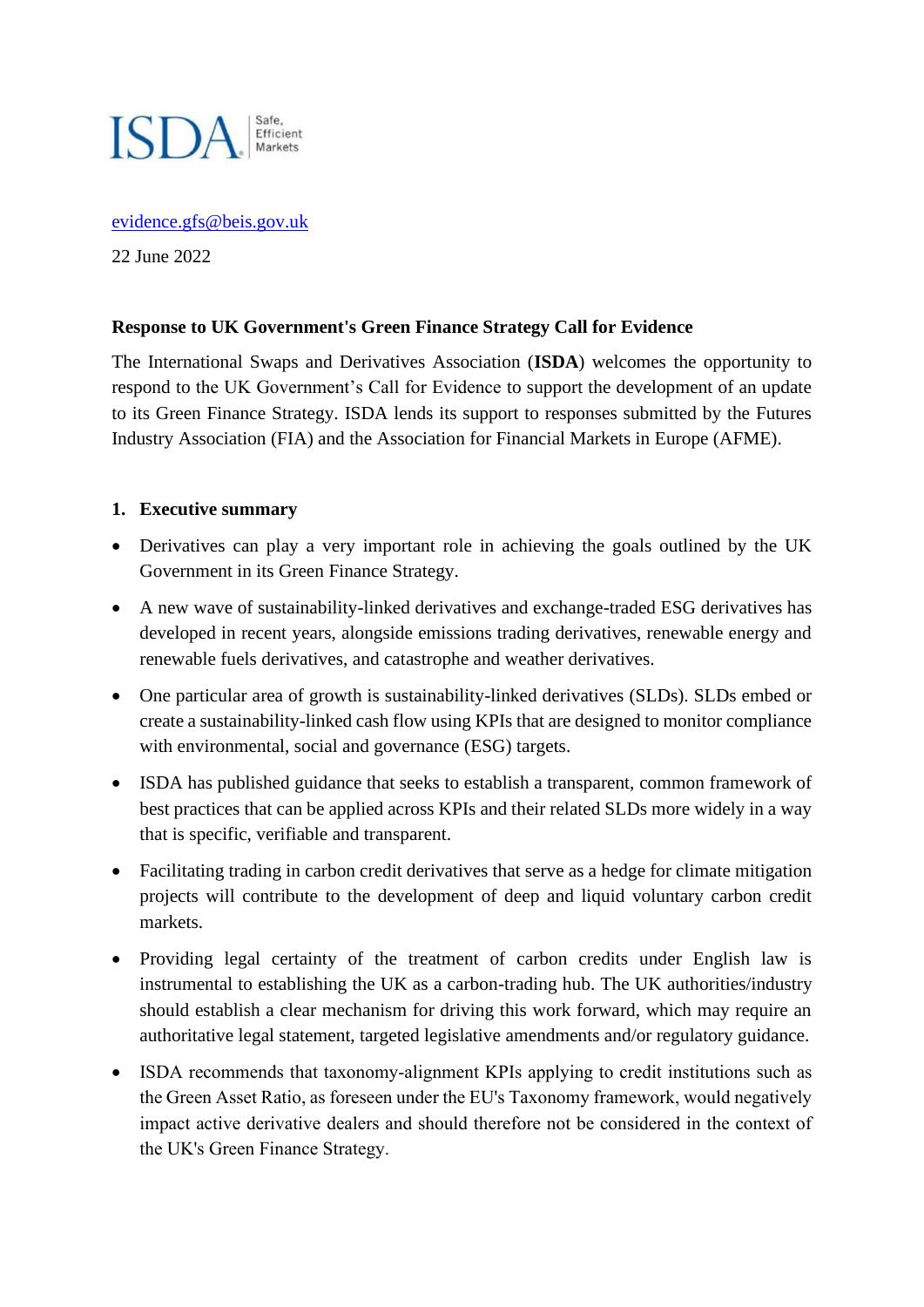ISDA Safe, Efficient Markets

evidence.gfs@beis.gov.uk

22 June 2022

**Response to UK Government's Green Finance Strategy Call for Evidence**

The International Swaps and Derivatives Association (**ISDA**) welcomes the opportunity to respond to the UK Government's Call for Evidence to support the development of an update to its Green Finance Strategy. ISDA lends its support to responses submitted by the Futures Industry Association (FIA) and the Association for Financial Markets in Europe (AFME).

## 1. Executive summary

- Derivatives can play a very important role in achieving the goals outlined by the UK Government in its Green Finance Strategy.
- A new wave of sustainability-linked derivatives and exchange-traded ESG derivatives has developed in recent years, alongside emissions trading derivatives, renewable energy and renewable fuels derivatives, and catastrophe and weather derivatives.
- One particular area of growth is sustainability-linked derivatives (SLDs). SLDs embed or create a sustainability-linked cash flow using KPIs that are designed to monitor compliance with environmental, social and governance (ESG) targets.
- ISDA has published guidance that seeks to establish a transparent, common framework of best practices that can be applied across KPIs and their related SLDs more widely in a way that is specific, verifiable and transparent.
- Facilitating trading in carbon credit derivatives that serve as a hedge for climate mitigation projects will contribute to the development of deep and liquid voluntary carbon credit markets.
- Providing legal certainty of the treatment of carbon credits under English law is instrumental to establishing the UK as a carbon-trading hub. The UK authorities/industry should establish a clear mechanism for driving this work forward, which may require an authoritative legal statement, targeted legislative amendments and/or regulatory guidance.
- ISDA recommends that taxonomy-alignment KPIs applying to credit institutions such as the Green Asset Ratio, as foreseen under the EU's Taxonomy framework, would negatively impact active derivative dealers and should therefore not be considered in the context of the UK's Green Finance Strategy.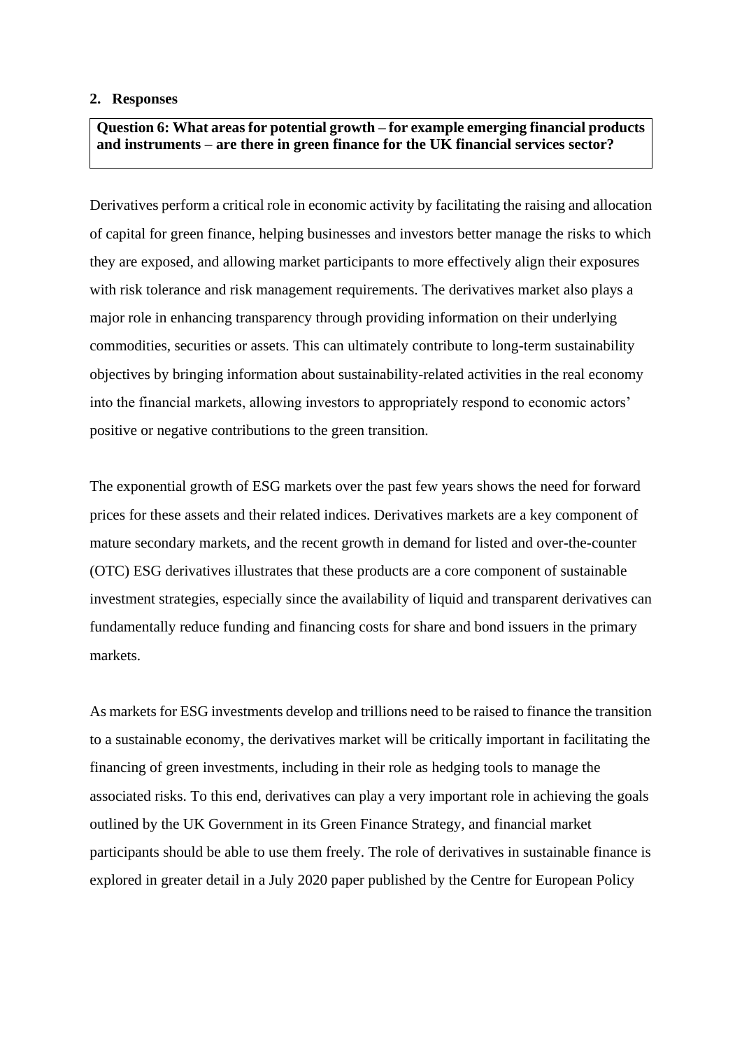## 2. Responses

**Question 6: What areas for potential growth – for example emerging financial products and instruments – are there in green finance for the UK financial services sector?**

Derivatives perform a critical role in economic activity by facilitating the raising and allocation of capital for green finance, helping businesses and investors better manage the risks to which they are exposed, and allowing market participants to more effectively align their exposures with risk tolerance and risk management requirements. The derivatives market also plays a major role in enhancing transparency through providing information on their underlying commodities, securities or assets. This can ultimately contribute to long-term sustainability objectives by bringing information about sustainability-related activities in the real economy into the financial markets, allowing investors to appropriately respond to economic actors' positive or negative contributions to the green transition.

The exponential growth of ESG markets over the past few years shows the need for forward prices for these assets and their related indices. Derivatives markets are a key component of mature secondary markets, and the recent growth in demand for listed and over-the-counter (OTC) ESG derivatives illustrates that these products are a core component of sustainable investment strategies, especially since the availability of liquid and transparent derivatives can fundamentally reduce funding and financing costs for share and bond issuers in the primary markets.

As markets for ESG investments develop and trillions need to be raised to finance the transition to a sustainable economy, the derivatives market will be critically important in facilitating the financing of green investments, including in their role as hedging tools to manage the associated risks. To this end, derivatives can play a very important role in achieving the goals outlined by the UK Government in its Green Finance Strategy, and financial market participants should be able to use them freely. The role of derivatives in sustainable finance is explored in greater detail in a July 2020 paper published by the Centre for European Policy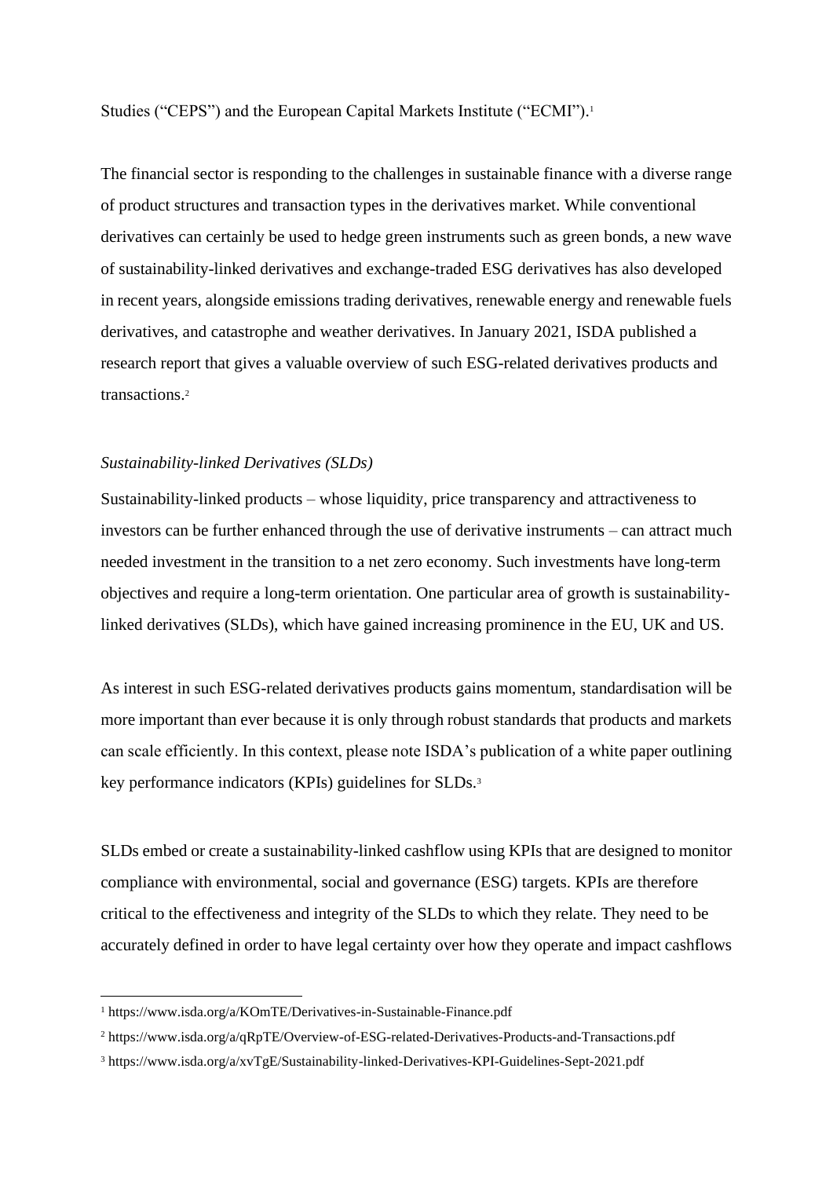Studies ("CEPS") and the European Capital Markets Institute ("ECMI").[1]

The financial sector is responding to the challenges in sustainable finance with a diverse range of product structures and transaction types in the derivatives market. While conventional derivatives can certainly be used to hedge green instruments such as green bonds, a new wave of sustainability-linked derivatives and exchange-traded ESG derivatives has also developed in recent years, alongside emissions trading derivatives, renewable energy and renewable fuels derivatives, and catastrophe and weather derivatives. In January 2021, ISDA published a research report that gives a valuable overview of such ESG-related derivatives products and transactions.[2]

*Sustainability-linked Derivatives (SLDs)*

Sustainability-linked products – whose liquidity, price transparency and attractiveness to investors can be further enhanced through the use of derivative instruments – can attract much needed investment in the transition to a net zero economy. Such investments have long-term objectives and require a long-term orientation. One particular area of growth is sustainability-linked derivatives (SLDs), which have gained increasing prominence in the EU, UK and US.

As interest in such ESG-related derivatives products gains momentum, standardisation will be more important than ever because it is only through robust standards that products and markets can scale efficiently. In this context, please note ISDA's publication of a white paper outlining key performance indicators (KPIs) guidelines for SLDs.[3]

SLDs embed or create a sustainability-linked cashflow using KPIs that are designed to monitor compliance with environmental, social and governance (ESG) targets. KPIs are therefore critical to the effectiveness and integrity of the SLDs to which they relate. They need to be accurately defined in order to have legal certainty over how they operate and impact cashflows

[1] https://www.isda.org/a/KOmTE/Derivatives-in-Sustainable-Finance.pdf

[2] https://www.isda.org/a/qRpTE/Overview-of-ESG-related-Derivatives-Products-and-Transactions.pdf

[3] https://www.isda.org/a/xvTgE/Sustainability-linked-Derivatives-KPI-Guidelines-Sept-2021.pdf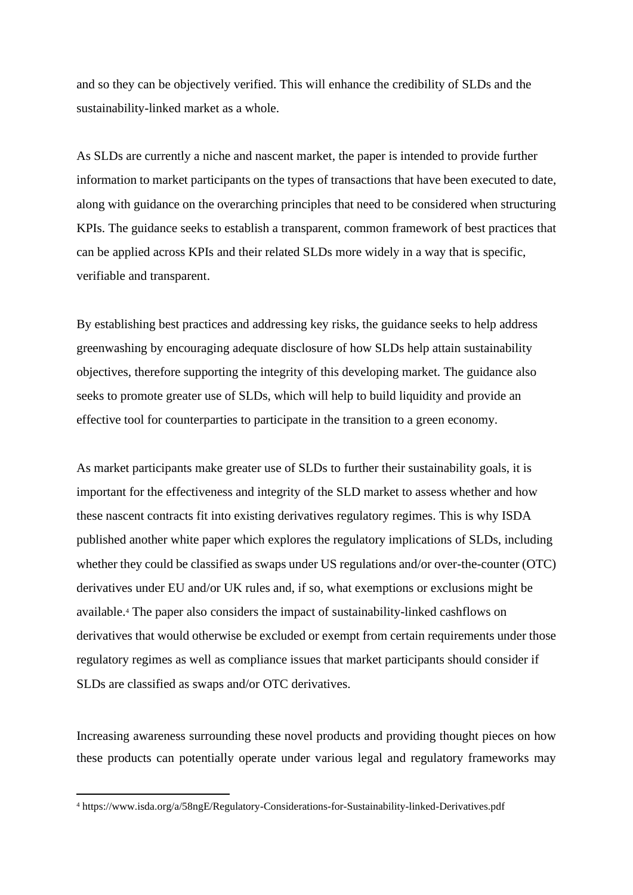and so they can be objectively verified. This will enhance the credibility of SLDs and the sustainability-linked market as a whole.

As SLDs are currently a niche and nascent market, the paper is intended to provide further information to market participants on the types of transactions that have been executed to date, along with guidance on the overarching principles that need to be considered when structuring KPIs. The guidance seeks to establish a transparent, common framework of best practices that can be applied across KPIs and their related SLDs more widely in a way that is specific, verifiable and transparent.

By establishing best practices and addressing key risks, the guidance seeks to help address greenwashing by encouraging adequate disclosure of how SLDs help attain sustainability objectives, therefore supporting the integrity of this developing market. The guidance also seeks to promote greater use of SLDs, which will help to build liquidity and provide an effective tool for counterparties to participate in the transition to a green economy.

As market participants make greater use of SLDs to further their sustainability goals, it is important for the effectiveness and integrity of the SLD market to assess whether and how these nascent contracts fit into existing derivatives regulatory regimes. This is why ISDA published another white paper which explores the regulatory implications of SLDs, including whether they could be classified as swaps under US regulations and/or over-the-counter (OTC) derivatives under EU and/or UK rules and, if so, what exemptions or exclusions might be available.[4] The paper also considers the impact of sustainability-linked cashflows on derivatives that would otherwise be excluded or exempt from certain requirements under those regulatory regimes as well as compliance issues that market participants should consider if SLDs are classified as swaps and/or OTC derivatives.

Increasing awareness surrounding these novel products and providing thought pieces on how these products can potentially operate under various legal and regulatory frameworks may

[4] https://www.isda.org/a/58ngE/Regulatory-Considerations-for-Sustainability-linked-Derivatives.pdf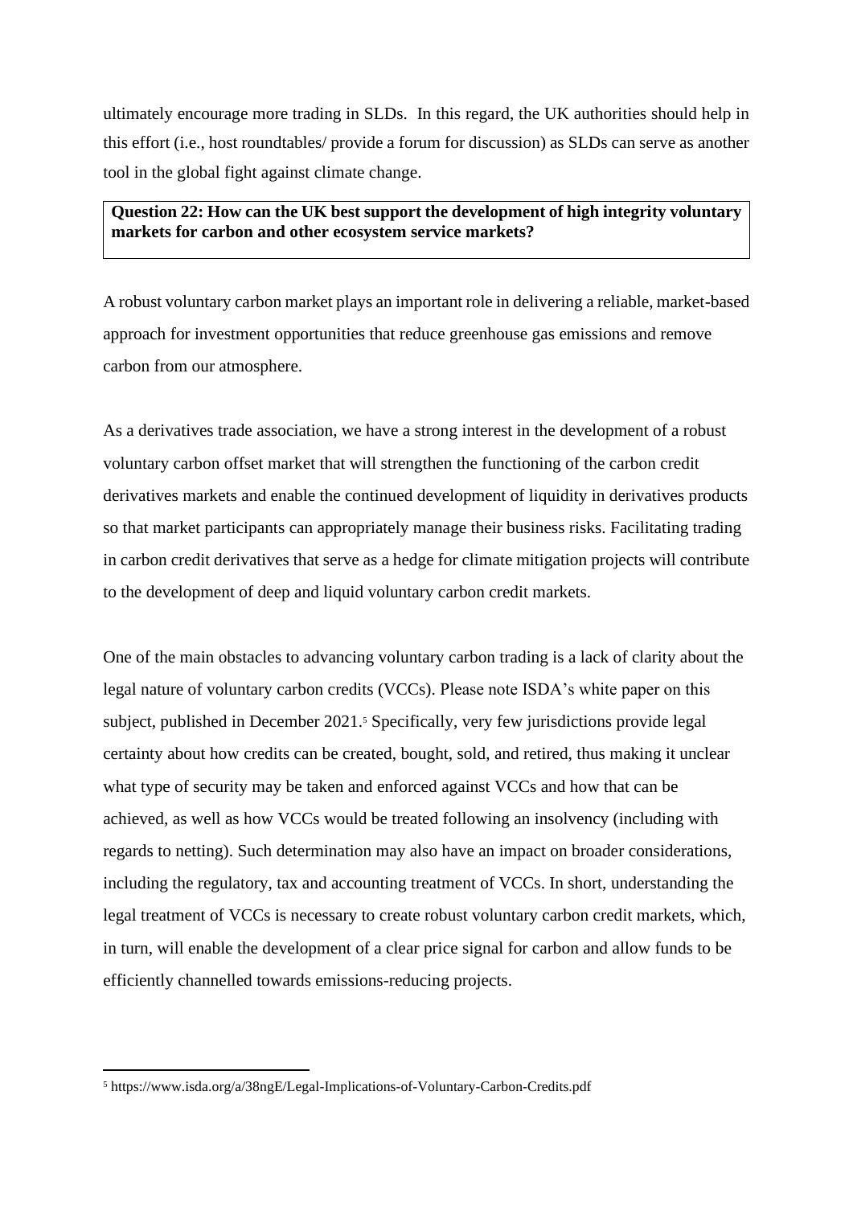ultimately encourage more trading in SLDs. In this regard, the UK authorities should help in this effort (i.e., host roundtables/ provide a forum for discussion) as SLDs can serve as another tool in the global fight against climate change.

**Question 22: How can the UK best support the development of high integrity voluntary markets for carbon and other ecosystem service markets?**

A robust voluntary carbon market plays an important role in delivering a reliable, market-based approach for investment opportunities that reduce greenhouse gas emissions and remove carbon from our atmosphere.

As a derivatives trade association, we have a strong interest in the development of a robust voluntary carbon offset market that will strengthen the functioning of the carbon credit derivatives markets and enable the continued development of liquidity in derivatives products so that market participants can appropriately manage their business risks. Facilitating trading in carbon credit derivatives that serve as a hedge for climate mitigation projects will contribute to the development of deep and liquid voluntary carbon credit markets.

One of the main obstacles to advancing voluntary carbon trading is a lack of clarity about the legal nature of voluntary carbon credits (VCCs). Please note ISDA's white paper on this subject, published in December 2021.[5] Specifically, very few jurisdictions provide legal certainty about how credits can be created, bought, sold, and retired, thus making it unclear what type of security may be taken and enforced against VCCs and how that can be achieved, as well as how VCCs would be treated following an insolvency (including with regards to netting). Such determination may also have an impact on broader considerations, including the regulatory, tax and accounting treatment of VCCs. In short, understanding the legal treatment of VCCs is necessary to create robust voluntary carbon credit markets, which, in turn, will enable the development of a clear price signal for carbon and allow funds to be efficiently channelled towards emissions-reducing projects.

---

[5] https://www.isda.org/a/38ngE/Legal-Implications-of-Voluntary-Carbon-Credits.pdf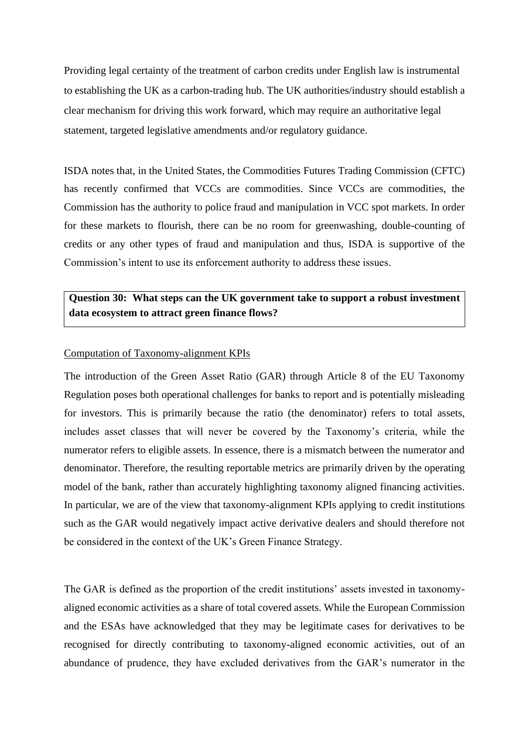Providing legal certainty of the treatment of carbon credits under English law is instrumental to establishing the UK as a carbon-trading hub. The UK authorities/industry should establish a clear mechanism for driving this work forward, which may require an authoritative legal statement, targeted legislative amendments and/or regulatory guidance.

ISDA notes that, in the United States, the Commodities Futures Trading Commission (CFTC) has recently confirmed that VCCs are commodities. Since VCCs are commodities, the Commission has the authority to police fraud and manipulation in VCC spot markets. In order for these markets to flourish, there can be no room for greenwashing, double-counting of credits or any other types of fraud and manipulation and thus, ISDA is supportive of the Commission's intent to use its enforcement authority to address these issues.

**Question 30: What steps can the UK government take to support a robust investment data ecosystem to attract green finance flows?**

Computation of Taxonomy-alignment KPIs

The introduction of the Green Asset Ratio (GAR) through Article 8 of the EU Taxonomy Regulation poses both operational challenges for banks to report and is potentially misleading for investors. This is primarily because the ratio (the denominator) refers to total assets, includes asset classes that will never be covered by the Taxonomy's criteria, while the numerator refers to eligible assets. In essence, there is a mismatch between the numerator and denominator. Therefore, the resulting reportable metrics are primarily driven by the operating model of the bank, rather than accurately highlighting taxonomy aligned financing activities. In particular, we are of the view that taxonomy-alignment KPIs applying to credit institutions such as the GAR would negatively impact active derivative dealers and should therefore not be considered in the context of the UK's Green Finance Strategy.

The GAR is defined as the proportion of the credit institutions' assets invested in taxonomy-aligned economic activities as a share of total covered assets. While the European Commission and the ESAs have acknowledged that they may be legitimate cases for derivatives to be recognised for directly contributing to taxonomy-aligned economic activities, out of an abundance of prudence, they have excluded derivatives from the GAR's numerator in the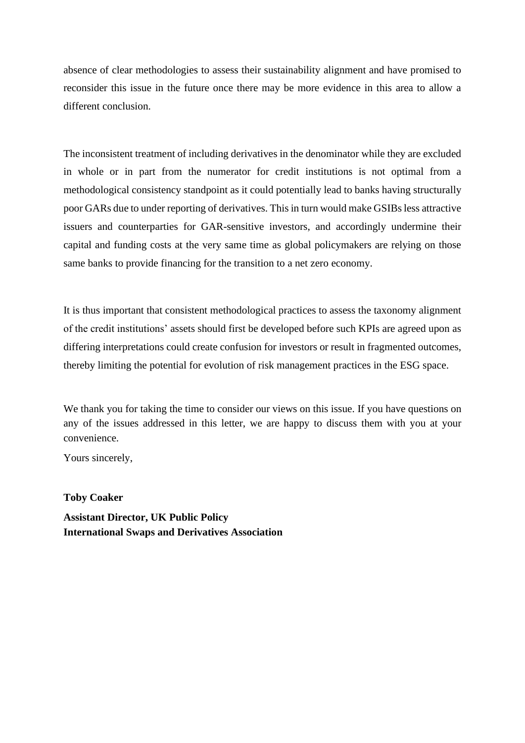absence of clear methodologies to assess their sustainability alignment and have promised to reconsider this issue in the future once there may be more evidence in this area to allow a different conclusion.

The inconsistent treatment of including derivatives in the denominator while they are excluded in whole or in part from the numerator for credit institutions is not optimal from a methodological consistency standpoint as it could potentially lead to banks having structurally poor GARs due to under reporting of derivatives. This in turn would make GSIBs less attractive issuers and counterparties for GAR-sensitive investors, and accordingly undermine their capital and funding costs at the very same time as global policymakers are relying on those same banks to provide financing for the transition to a net zero economy.

It is thus important that consistent methodological practices to assess the taxonomy alignment of the credit institutions' assets should first be developed before such KPIs are agreed upon as differing interpretations could create confusion for investors or result in fragmented outcomes, thereby limiting the potential for evolution of risk management practices in the ESG space.

We thank you for taking the time to consider our views on this issue. If you have questions on any of the issues addressed in this letter, we are happy to discuss them with you at your convenience.

Yours sincerely,

**Toby Coaker**

**Assistant Director, UK Public Policy**
**International Swaps and Derivatives Association**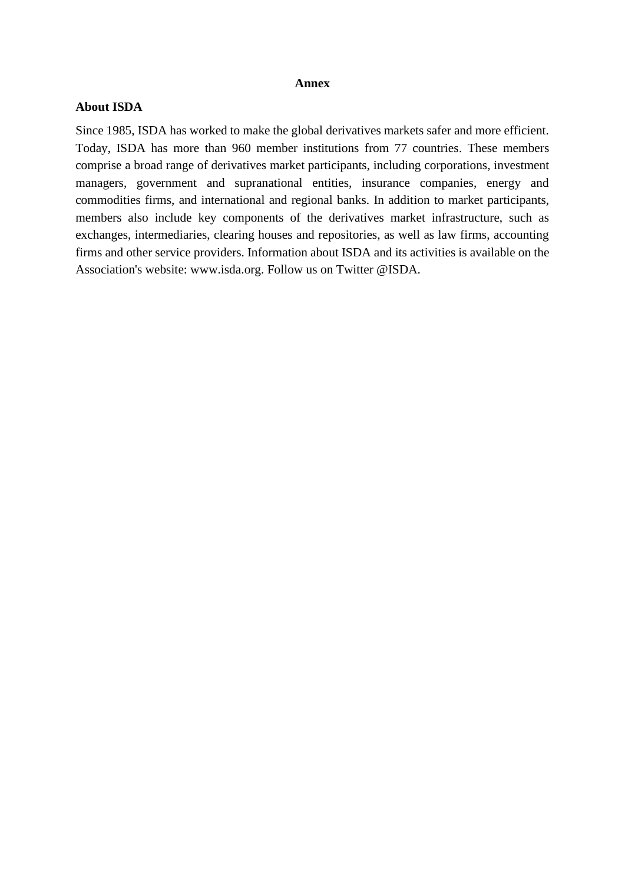# Annex

## About ISDA

Since 1985, ISDA has worked to make the global derivatives markets safer and more efficient. Today, ISDA has more than 960 member institutions from 77 countries. These members comprise a broad range of derivatives market participants, including corporations, investment managers, government and supranational entities, insurance companies, energy and commodities firms, and international and regional banks. In addition to market participants, members also include key components of the derivatives market infrastructure, such as exchanges, intermediaries, clearing houses and repositories, as well as law firms, accounting firms and other service providers. Information about ISDA and its activities is available on the Association's website: www.isda.org. Follow us on Twitter @ISDA.